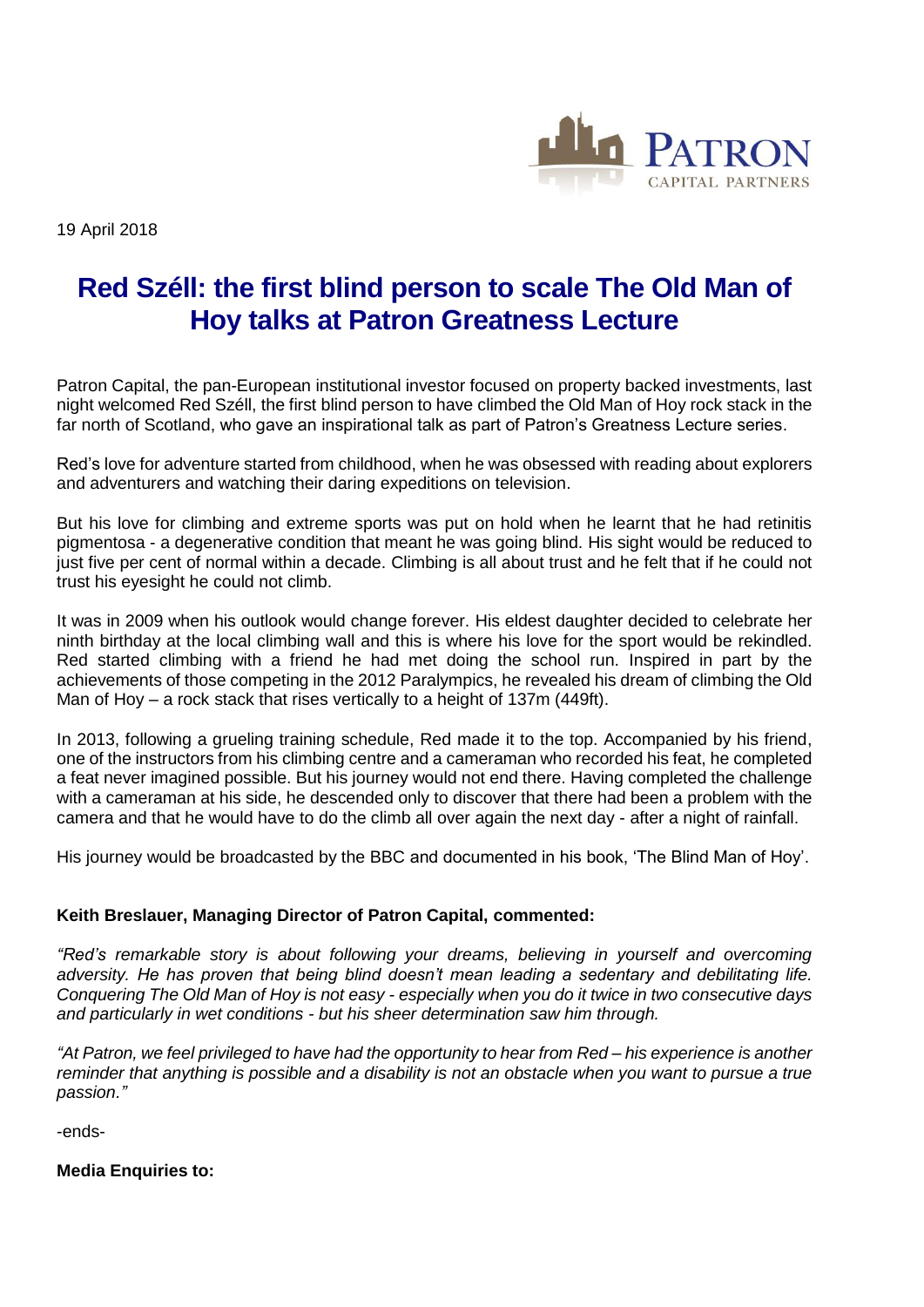PATRON
CAPITAL PARTNERS

19 April 2018

# Red Széll: the first blind person to scale The Old Man of Hoy talks at Patron Greatness Lecture

Patron Capital, the pan-European institutional investor focused on property backed investments, last night welcomed Red Széll, the first blind person to have climbed the Old Man of Hoy rock stack in the far north of Scotland, who gave an inspirational talk as part of Patron's Greatness Lecture series.

Red's love for adventure started from childhood, when he was obsessed with reading about explorers and adventurers and watching their daring expeditions on television.

But his love for climbing and extreme sports was put on hold when he learnt that he had retinitis pigmentosa - a degenerative condition that meant he was going blind. His sight would be reduced to just five per cent of normal within a decade. Climbing is all about trust and he felt that if he could not trust his eyesight he could not climb.

It was in 2009 when his outlook would change forever. His eldest daughter decided to celebrate her ninth birthday at the local climbing wall and this is where his love for the sport would be rekindled. Red started climbing with a friend he had met doing the school run. Inspired in part by the achievements of those competing in the 2012 Paralympics, he revealed his dream of climbing the Old Man of Hoy – a rock stack that rises vertically to a height of 137m (449ft).

In 2013, following a grueling training schedule, Red made it to the top. Accompanied by his friend, one of the instructors from his climbing centre and a cameraman who recorded his feat, he completed a feat never imagined possible. But his journey would not end there. Having completed the challenge with a cameraman at his side, he descended only to discover that there had been a problem with the camera and that he would have to do the climb all over again the next day - after a night of rainfall.

His journey would be broadcasted by the BBC and documented in his book, 'The Blind Man of Hoy'.

**Keith Breslauer, Managing Director of Patron Capital, commented:**

*"Red's remarkable story is about following your dreams, believing in yourself and overcoming adversity. He has proven that being blind doesn't mean leading a sedentary and debilitating life. Conquering The Old Man of Hoy is not easy - especially when you do it twice in two consecutive days and particularly in wet conditions - but his sheer determination saw him through.*

*"At Patron, we feel privileged to have had the opportunity to hear from Red – his experience is another reminder that anything is possible and a disability is not an obstacle when you want to pursue a true passion."*

-ends-

**Media Enquiries to:**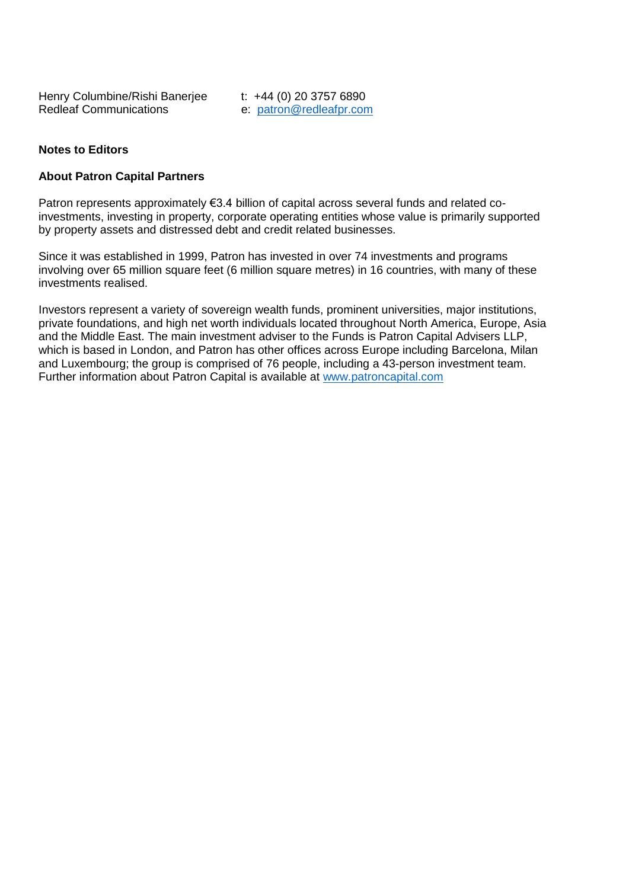Henry Columbine/Rishi Banerjee  t: +44 (0) 20 3757 6890
Redleaf Communications  e: patron@redleafpr.com

**Notes to Editors**

**About Patron Capital Partners**

Patron represents approximately €3.4 billion of capital across several funds and related co-investments, investing in property, corporate operating entities whose value is primarily supported by property assets and distressed debt and credit related businesses.

Since it was established in 1999, Patron has invested in over 74 investments and programs involving over 65 million square feet (6 million square metres) in 16 countries, with many of these investments realised.

Investors represent a variety of sovereign wealth funds, prominent universities, major institutions, private foundations, and high net worth individuals located throughout North America, Europe, Asia and the Middle East. The main investment adviser to the Funds is Patron Capital Advisers LLP, which is based in London, and Patron has other offices across Europe including Barcelona, Milan and Luxembourg; the group is comprised of 76 people, including a 43-person investment team. Further information about Patron Capital is available at www.patroncapital.com